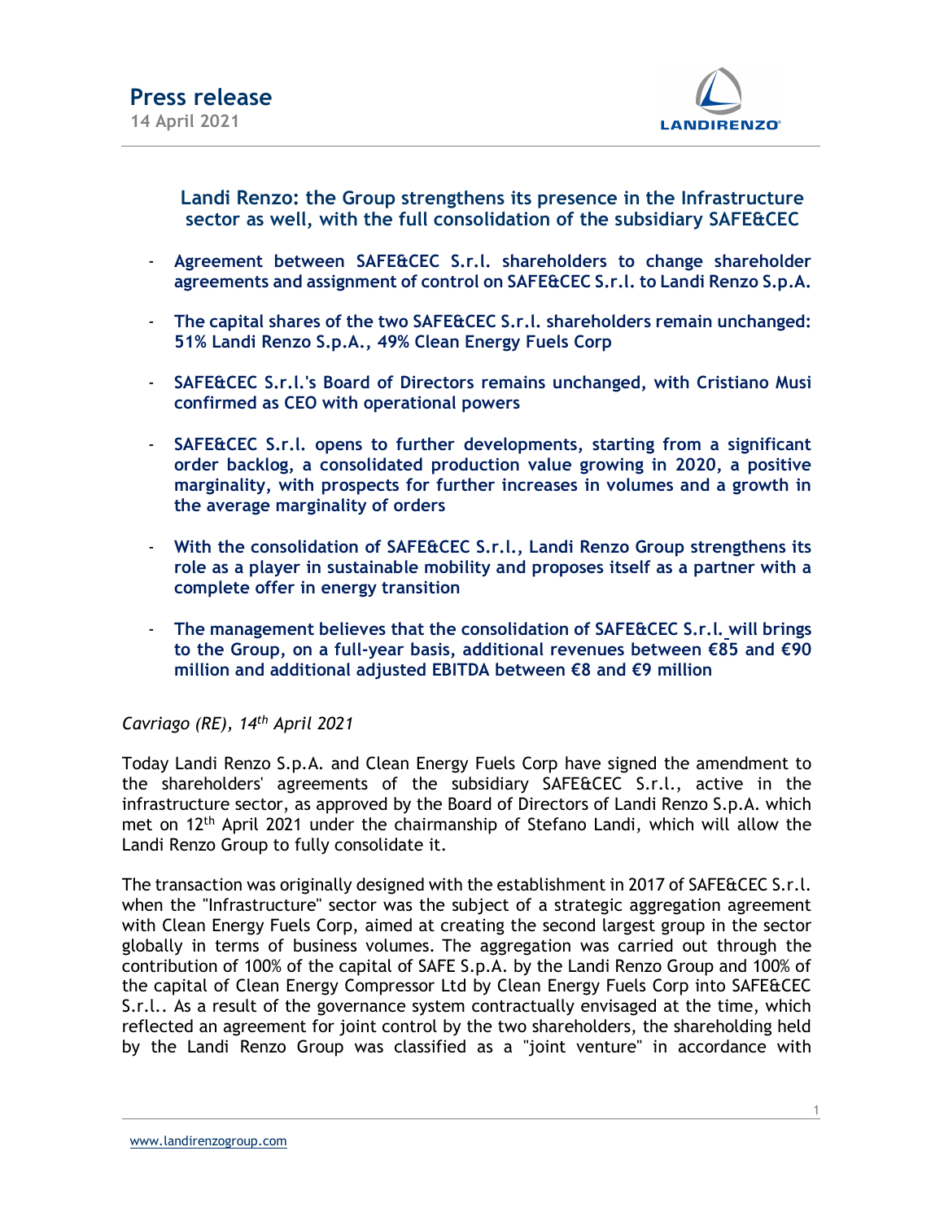# Press release

14 April 2021

## Landi Renzo: the Group strengthens its presence in the Infrastructure sector as well, with the full consolidation of the subsidiary SAFE&CEC

- **Agreement between SAFE&CEC S.r.l. shareholders to change shareholder agreements and assignment of control on SAFE&CEC S.r.l. to Landi Renzo S.p.A.**
- **The capital shares of the two SAFE&CEC S.r.l. shareholders remain unchanged: 51% Landi Renzo S.p.A., 49% Clean Energy Fuels Corp**
- **SAFE&CEC S.r.l.'s Board of Directors remains unchanged, with Cristiano Musi confirmed as CEO with operational powers**
- **SAFE&CEC S.r.l. opens to further developments, starting from a significant order backlog, a consolidated production value growing in 2020, a positive marginality, with prospects for further increases in volumes and a growth in the average marginality of orders**
- **With the consolidation of SAFE&CEC S.r.l., Landi Renzo Group strengthens its role as a player in sustainable mobility and proposes itself as a partner with a complete offer in energy transition**
- **The management believes that the consolidation of SAFE&CEC S.r.l. will brings to the Group, on a full-year basis, additional revenues between €85 and €90 million and additional adjusted EBITDA between €8 and €9 million**

*Cavriago (RE), 14th April 2021*

Today Landi Renzo S.p.A. and Clean Energy Fuels Corp have signed the amendment to the shareholders' agreements of the subsidiary SAFE&CEC S.r.l., active in the infrastructure sector, as approved by the Board of Directors of Landi Renzo S.p.A. which met on 12th April 2021 under the chairmanship of Stefano Landi, which will allow the Landi Renzo Group to fully consolidate it.

The transaction was originally designed with the establishment in 2017 of SAFE&CEC S.r.l. when the "Infrastructure" sector was the subject of a strategic aggregation agreement with Clean Energy Fuels Corp, aimed at creating the second largest group in the sector globally in terms of business volumes. The aggregation was carried out through the contribution of 100% of the capital of SAFE S.p.A. by the Landi Renzo Group and 100% of the capital of Clean Energy Compressor Ltd by Clean Energy Fuels Corp into SAFE&CEC S.r.l.. As a result of the governance system contractually envisaged at the time, which reflected an agreement for joint control by the two shareholders, the shareholding held by the Landi Renzo Group was classified as a "joint venture" in accordance with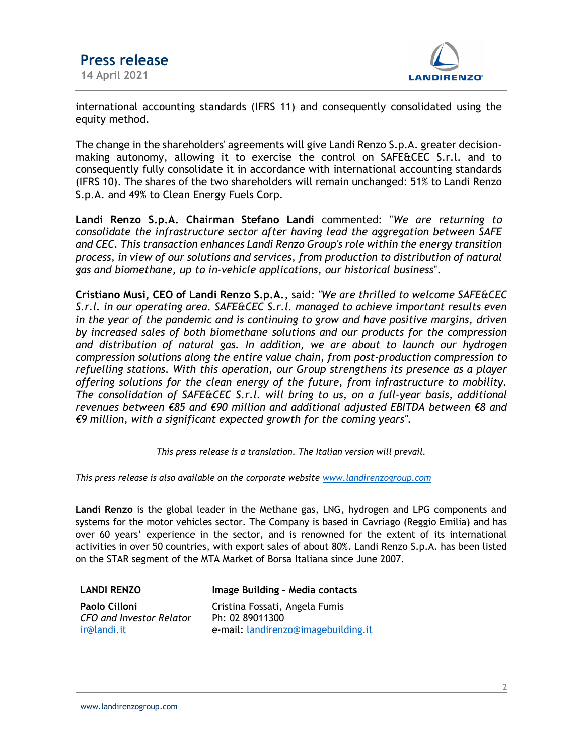international accounting standards (IFRS 11) and consequently consolidated using the equity method.

The change in the shareholders' agreements will give Landi Renzo S.p.A. greater decision-making autonomy, allowing it to exercise the control on SAFE&CEC S.r.l. and to consequently fully consolidate it in accordance with international accounting standards (IFRS 10). The shares of the two shareholders will remain unchanged: 51% to Landi Renzo S.p.A. and 49% to Clean Energy Fuels Corp.

**Landi Renzo S.p.A. Chairman Stefano Landi** commented: "*We are returning to consolidate the infrastructure sector after having lead the aggregation between SAFE and CEC. This transaction enhances Landi Renzo Group's role within the energy transition process, in view of our solutions and services, from production to distribution of natural gas and biomethane, up to in-vehicle applications, our historical business*".

**Cristiano Musi, CEO of Landi Renzo S.p.A.**, said: *"We are thrilled to welcome SAFE&CEC S.r.l. in our operating area. SAFE&CEC S.r.l. managed to achieve important results even in the year of the pandemic and is continuing to grow and have positive margins, driven by increased sales of both biomethane solutions and our products for the compression and distribution of natural gas. In addition, we are about to launch our hydrogen compression solutions along the entire value chain, from post-production compression to refuelling stations. With this operation, our Group strengthens its presence as a player offering solutions for the clean energy of the future, from infrastructure to mobility. The consolidation of SAFE&CEC S.r.l. will bring to us, on a full-year basis, additional revenues between €85 and €90 million and additional adjusted EBITDA between €8 and €9 million, with a significant expected growth for the coming years".*

*This press release is a translation. The Italian version will prevail.*

*This press release is also available on the corporate website www.landirenzogroup.com*

**Landi Renzo** is the global leader in the Methane gas, LNG, hydrogen and LPG components and systems for the motor vehicles sector. The Company is based in Cavriago (Reggio Emilia) and has over 60 years' experience in the sector, and is renowned for the extent of its international activities in over 50 countries, with export sales of about 80%. Landi Renzo S.p.A. has been listed on the STAR segment of the MTA Market of Borsa Italiana since June 2007.

| | |
|---|---|
| **LANDI RENZO** | **Image Building – Media contacts** |
| **Paolo Cilloni** | Cristina Fossati, Angela Fumis |
| *CFO and Investor Relator* | Ph: 02 89011300 |
| ir@landi.it | e-mail: landirenzo@imagebuilding.it |